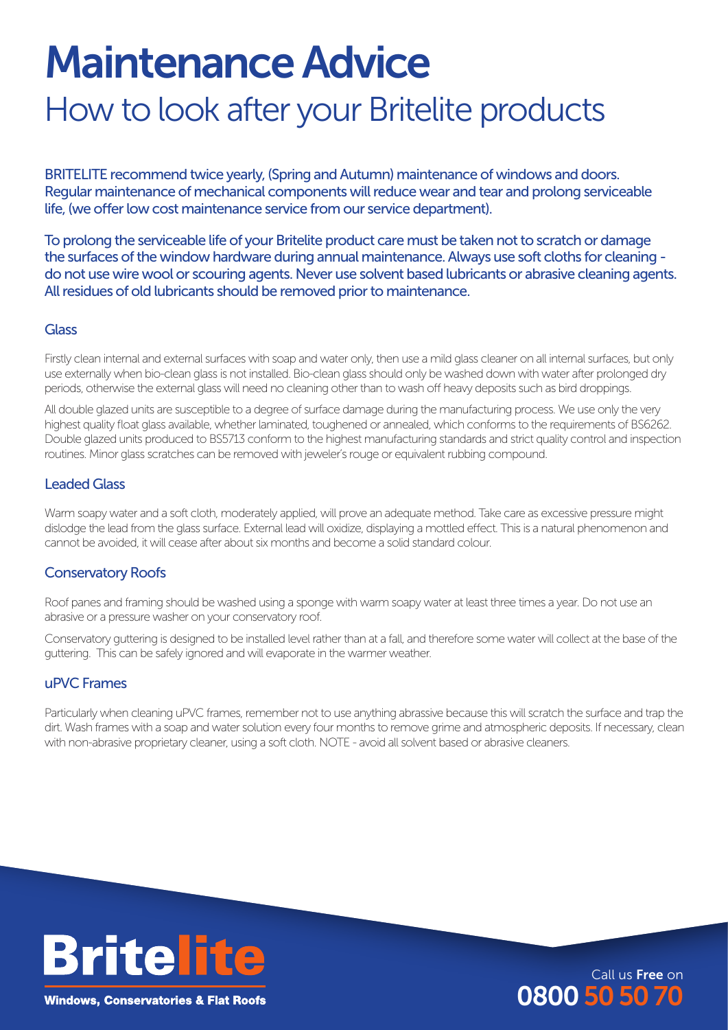# Maintenance Advice

## How to look after your Britelite products

BRITELITE recommend twice yearly, (Spring and Autumn) maintenance of windows and doors. Regular maintenance of mechanical components will reduce wear and tear and prolong serviceable life, (we offer low cost maintenance service from our service department).

To prolong the serviceable life of your Britelite product care must be taken not to scratch or damage the surfaces of the window hardware during annual maintenance. Always use soft cloths for cleaning - do not use wire wool or scouring agents. Never use solvent based lubricants or abrasive cleaning agents. All residues of old lubricants should be removed prior to maintenance.

### Glass

Firstly clean internal and external surfaces with soap and water only, then use a mild glass cleaner on all internal surfaces, but only use externally when bio-clean glass is not installed. Bio-clean glass should only be washed down with water after prolonged dry periods, otherwise the external glass will need no cleaning other than to wash off heavy deposits such as bird droppings.

All double glazed units are susceptible to a degree of surface damage during the manufacturing process. We use only the very highest quality float glass available, whether laminated, toughened or annealed, which conforms to the requirements of BS6262. Double glazed units produced to BS5713 conform to the highest manufacturing standards and strict quality control and inspection routines. Minor glass scratches can be removed with jeweler's rouge or equivalent rubbing compound.

### Leaded Glass

Warm soapy water and a soft cloth, moderately applied, will prove an adequate method. Take care as excessive pressure might dislodge the lead from the glass surface. External lead will oxidize, displaying a mottled effect. This is a natural phenomenon and cannot be avoided, it will cease after about six months and become a solid standard colour.

### Conservatory Roofs

Roof panes and framing should be washed using a sponge with warm soapy water at least three times a year. Do not use an abrasive or a pressure washer on your conservatory roof.

Conservatory guttering is designed to be installed level rather than at a fall, and therefore some water will collect at the base of the guttering. This can be safely ignored and will evaporate in the warmer weather.

### uPVC Frames

Particularly when cleaning uPVC frames, remember not to use anything abrasive because this will scratch the surface and trap the dirt. Wash frames with a soap and water solution every four months to remove grime and atmospheric deposits. If necessary, clean with non-abrasive proprietary cleaner, using a soft cloth. NOTE - avoid all solvent based or abrasive cleaners.

**Britelite**

Windows, Conservatories & Flat Roofs

Call us **Free** on **0800 50 50 70**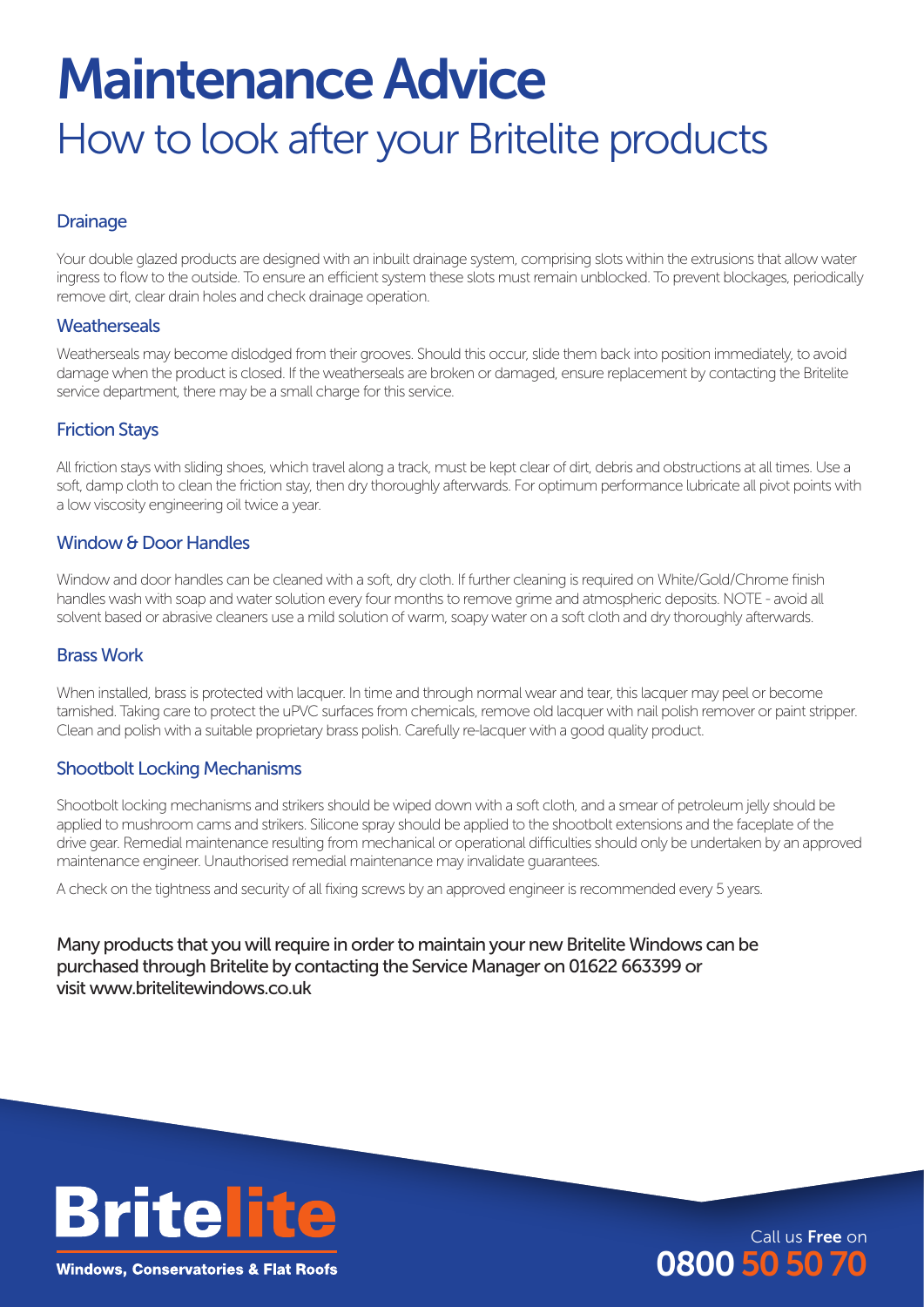# Maintenance Advice

## How to look after your Britelite products

### Drainage

Your double glazed products are designed with an inbuilt drainage system, comprising slots within the extrusions that allow water ingress to flow to the outside. To ensure an efficient system these slots must remain unblocked. To prevent blockages, periodically remove dirt, clear drain holes and check drainage operation.

### Weatherseals

Weatherseals may become dislodged from their grooves. Should this occur, slide them back into position immediately, to avoid damage when the product is closed. If the weatherseals are broken or damaged, ensure replacement by contacting the Britelite service department, there may be a small charge for this service.

### Friction Stays

All friction stays with sliding shoes, which travel along a track, must be kept clear of dirt, debris and obstructions at all times. Use a soft, damp cloth to clean the friction stay, then dry thoroughly afterwards. For optimum performance lubricate all pivot points with a low viscosity engineering oil twice a year.

### Window & Door Handles

Window and door handles can be cleaned with a soft, dry cloth. If further cleaning is required on White/Gold/Chrome finish handles wash with soap and water solution every four months to remove grime and atmospheric deposits. NOTE - avoid all solvent based or abrasive cleaners use a mild solution of warm, soapy water on a soft cloth and dry thoroughly afterwards.

### Brass Work

When installed, brass is protected with lacquer. In time and through normal wear and tear, this lacquer may peel or become tarnished. Taking care to protect the uPVC surfaces from chemicals, remove old lacquer with nail polish remover or paint stripper. Clean and polish with a suitable proprietary brass polish. Carefully re-lacquer with a good quality product.

### Shootbolt Locking Mechanisms

Shootbolt locking mechanisms and strikers should be wiped down with a soft cloth, and a smear of petroleum jelly should be applied to mushroom cams and strikers. Silicone spray should be applied to the shootbolt extensions and the faceplate of the drive gear. Remedial maintenance resulting from mechanical or operational difficulties should only be undertaken by an approved maintenance engineer. Unauthorised remedial maintenance may invalidate guarantees.

A check on the tightness and security of all fixing screws by an approved engineer is recommended every 5 years.

Many products that you will require in order to maintain your new Britelite Windows can be purchased through Britelite by contacting the Service Manager on 01622 663399 or visit www.britelitewindows.co.uk

**Britelite**

**Windows, Conservatories & Flat Roofs**

Call us **Free** on

**0800 50 50 70**